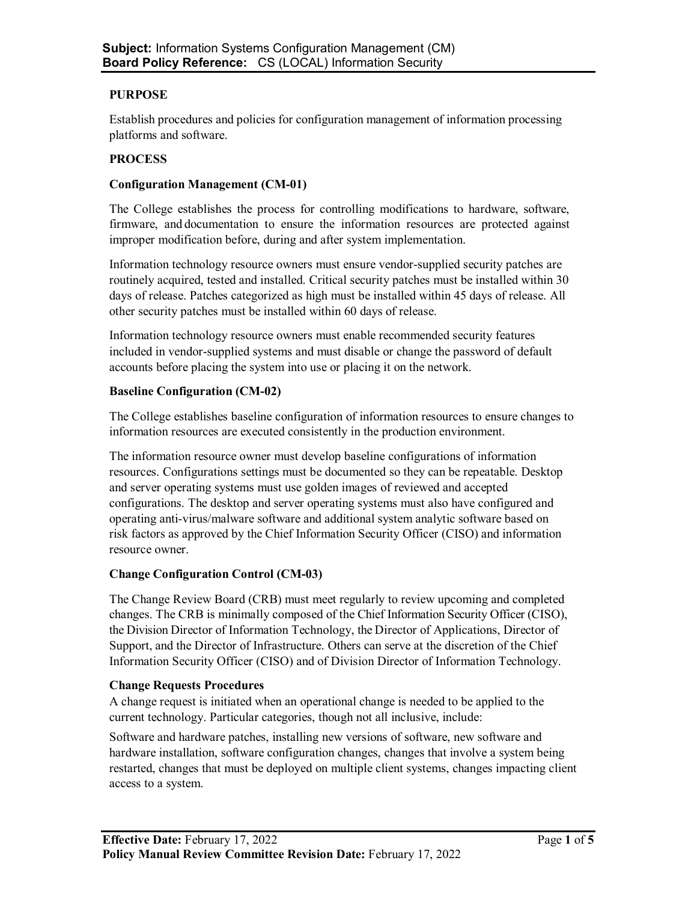**Subject:** Information Systems Configuration Management (CM)
**Board Policy Reference:** CS (LOCAL) Information Security

## PURPOSE

Establish procedures and policies for configuration management of information processing platforms and software.

## PROCESS

### Configuration Management (CM-01)

The College establishes the process for controlling modifications to hardware, software, firmware, and documentation to ensure the information resources are protected against improper modification before, during and after system implementation.

Information technology resource owners must ensure vendor-supplied security patches are routinely acquired, tested and installed. Critical security patches must be installed within 30 days of release. Patches categorized as high must be installed within 45 days of release. All other security patches must be installed within 60 days of release.

Information technology resource owners must enable recommended security features included in vendor-supplied systems and must disable or change the password of default accounts before placing the system into use or placing it on the network.

### Baseline Configuration (CM-02)

The College establishes baseline configuration of information resources to ensure changes to information resources are executed consistently in the production environment.

The information resource owner must develop baseline configurations of information resources. Configurations settings must be documented so they can be repeatable. Desktop and server operating systems must use golden images of reviewed and accepted configurations. The desktop and server operating systems must also have configured and operating anti-virus/malware software and additional system analytic software based on risk factors as approved by the Chief Information Security Officer (CISO) and information resource owner.

### Change Configuration Control (CM-03)

The Change Review Board (CRB) must meet regularly to review upcoming and completed changes. The CRB is minimally composed of the Chief Information Security Officer (CISO), the Division Director of Information Technology, the Director of Applications, Director of Support, and the Director of Infrastructure. Others can serve at the discretion of the Chief Information Security Officer (CISO) and of Division Director of Information Technology.

### Change Requests Procedures

A change request is initiated when an operational change is needed to be applied to the current technology. Particular categories, though not all inclusive, include:

Software and hardware patches, installing new versions of software, new software and hardware installation, software configuration changes, changes that involve a system being restarted, changes that must be deployed on multiple client systems, changes impacting client access to a system.

**Effective Date:** February 17, 2022
**Policy Manual Review Committee Revision Date:** February 17, 2022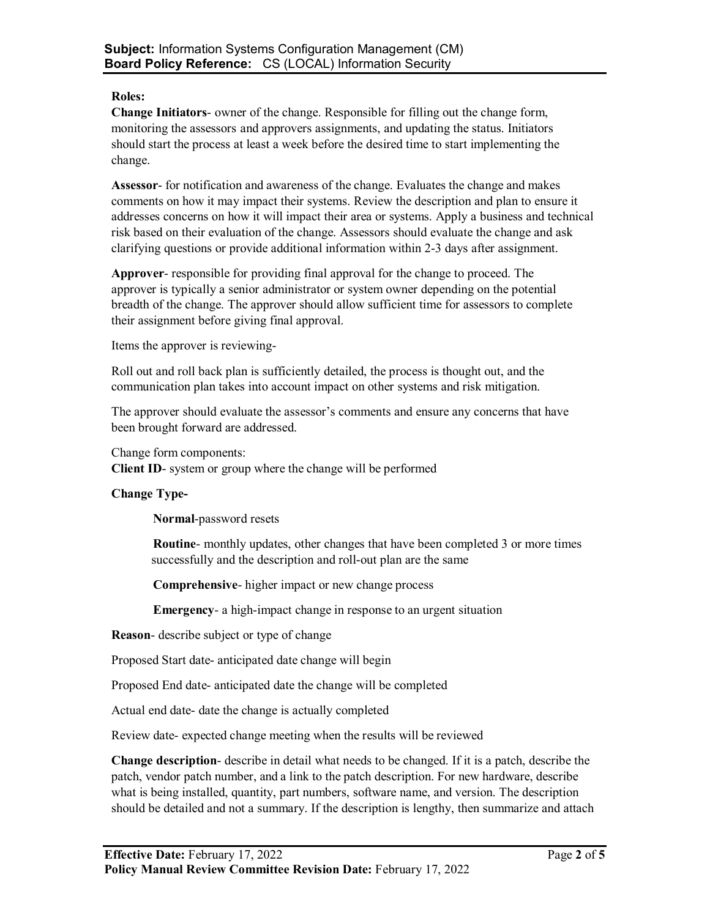**Roles:**

**Change Initiators**- owner of the change. Responsible for filling out the change form, monitoring the assessors and approvers assignments, and updating the status. Initiators should start the process at least a week before the desired time to start implementing the change.

**Assessor**- for notification and awareness of the change. Evaluates the change and makes comments on how it may impact their systems. Review the description and plan to ensure it addresses concerns on how it will impact their area or systems. Apply a business and technical risk based on their evaluation of the change. Assessors should evaluate the change and ask clarifying questions or provide additional information within 2-3 days after assignment.

**Approver**- responsible for providing final approval for the change to proceed. The approver is typically a senior administrator or system owner depending on the potential breadth of the change. The approver should allow sufficient time for assessors to complete their assignment before giving final approval.

Items the approver is reviewing-

Roll out and roll back plan is sufficiently detailed, the process is thought out, and the communication plan takes into account impact on other systems and risk mitigation.

The approver should evaluate the assessor's comments and ensure any concerns that have been brought forward are addressed.

Change form components:

**Client ID**- system or group where the change will be performed

**Change Type-**

> **Normal**-password resets
>
> **Routine**- monthly updates, other changes that have been completed 3 or more times successfully and the description and roll-out plan are the same
>
> **Comprehensive**- higher impact or new change process
>
> **Emergency**- a high-impact change in response to an urgent situation

**Reason**- describe subject or type of change

Proposed Start date- anticipated date change will begin

Proposed End date- anticipated date the change will be completed

Actual end date- date the change is actually completed

Review date- expected change meeting when the results will be reviewed

**Change description**- describe in detail what needs to be changed. If it is a patch, describe the patch, vendor patch number, and a link to the patch description. For new hardware, describe what is being installed, quantity, part numbers, software name, and version. The description should be detailed and not a summary. If the description is lengthy, then summarize and attach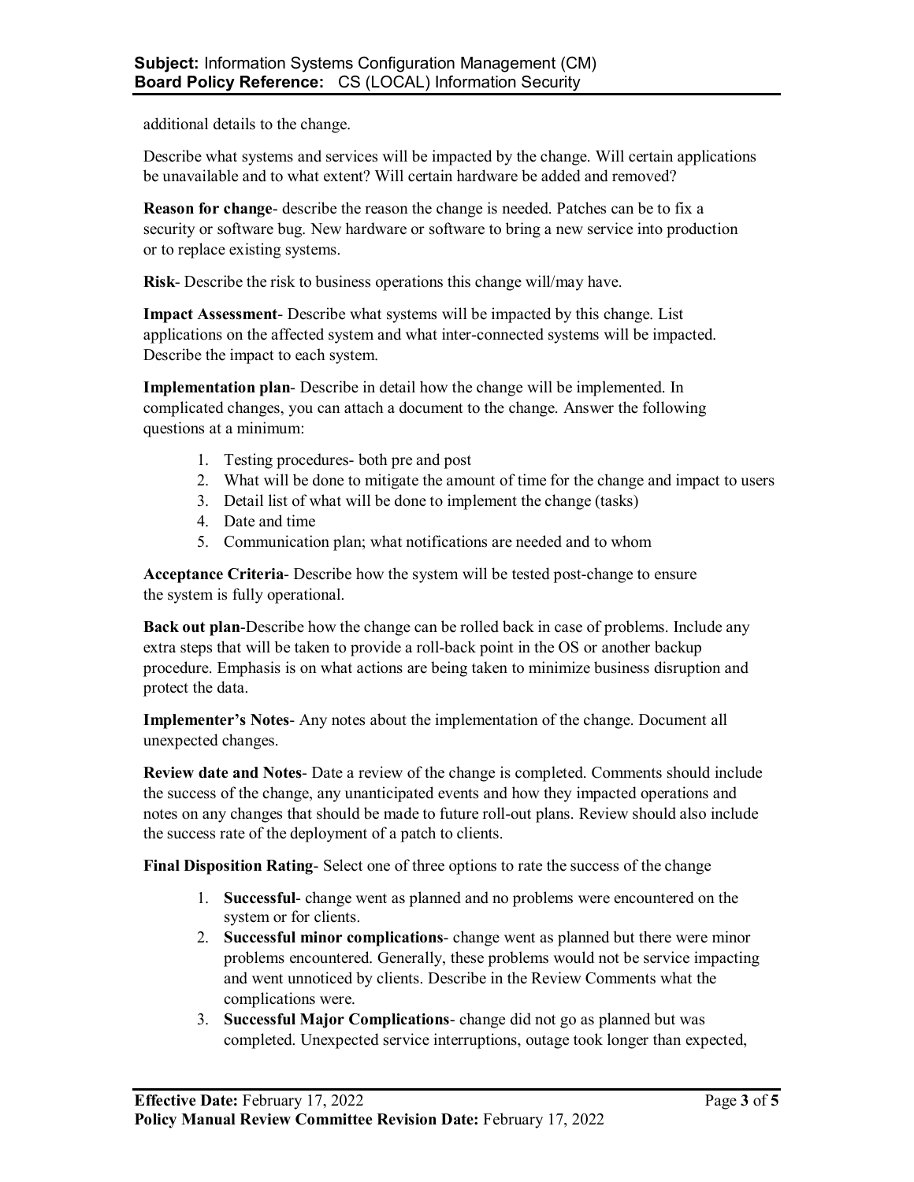additional details to the change.

Describe what systems and services will be impacted by the change. Will certain applications be unavailable and to what extent? Will certain hardware be added and removed?

**Reason for change**- describe the reason the change is needed. Patches can be to fix a security or software bug. New hardware or software to bring a new service into production or to replace existing systems.

**Risk**- Describe the risk to business operations this change will/may have.

**Impact Assessment**- Describe what systems will be impacted by this change. List applications on the affected system and what inter-connected systems will be impacted. Describe the impact to each system.

**Implementation plan**- Describe in detail how the change will be implemented. In complicated changes, you can attach a document to the change. Answer the following questions at a minimum:

1. Testing procedures- both pre and post
2. What will be done to mitigate the amount of time for the change and impact to users
3. Detail list of what will be done to implement the change (tasks)
4. Date and time
5. Communication plan; what notifications are needed and to whom

**Acceptance Criteria**- Describe how the system will be tested post-change to ensure the system is fully operational.

**Back out plan**-Describe how the change can be rolled back in case of problems. Include any extra steps that will be taken to provide a roll-back point in the OS or another backup procedure. Emphasis is on what actions are being taken to minimize business disruption and protect the data.

**Implementer's Notes**- Any notes about the implementation of the change. Document all unexpected changes.

**Review date and Notes**- Date a review of the change is completed. Comments should include the success of the change, any unanticipated events and how they impacted operations and notes on any changes that should be made to future roll-out plans. Review should also include the success rate of the deployment of a patch to clients.

**Final Disposition Rating**- Select one of three options to rate the success of the change

1. **Successful**- change went as planned and no problems were encountered on the system or for clients.
2. **Successful minor complications**- change went as planned but there were minor problems encountered. Generally, these problems would not be service impacting and went unnoticed by clients. Describe in the Review Comments what the complications were.
3. **Successful Major Complications**- change did not go as planned but was completed. Unexpected service interruptions, outage took longer than expected,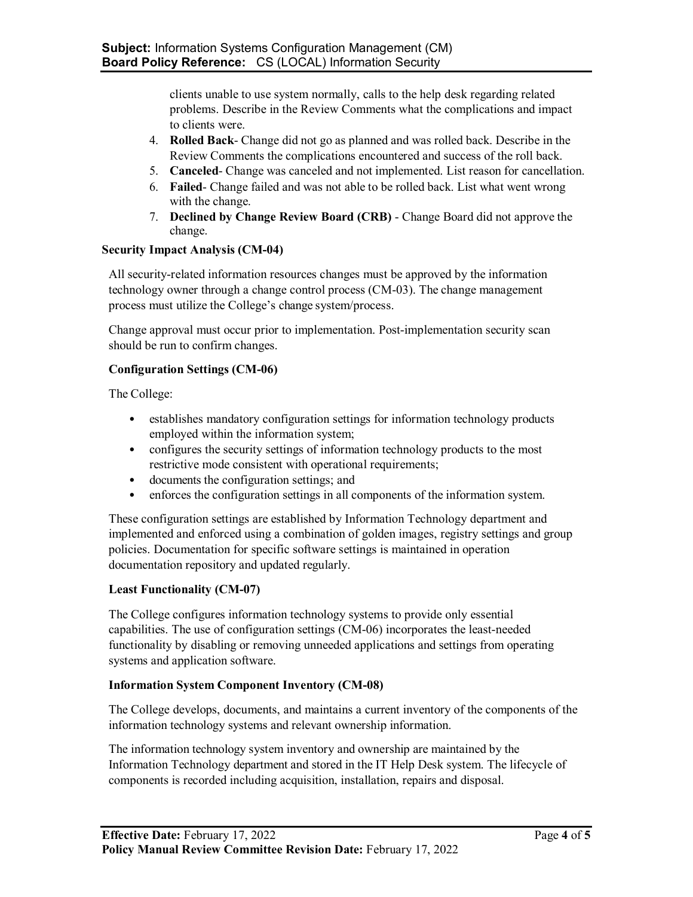clients unable to use system normally, calls to the help desk regarding related problems. Describe in the Review Comments what the complications and impact to clients were.

4. **Rolled Back**- Change did not go as planned and was rolled back. Describe in the Review Comments the complications encountered and success of the roll back.
5. **Canceled**- Change was canceled and not implemented. List reason for cancellation.
6. **Failed**- Change failed and was not able to be rolled back. List what went wrong with the change.
7. **Declined by Change Review Board (CRB)** - Change Board did not approve the change.

**Security Impact Analysis (CM-04)**

All security-related information resources changes must be approved by the information technology owner through a change control process (CM-03). The change management process must utilize the College's change system/process.

Change approval must occur prior to implementation. Post-implementation security scan should be run to confirm changes.

**Configuration Settings (CM-06)**

The College:

- establishes mandatory configuration settings for information technology products employed within the information system;
- configures the security settings of information technology products to the most restrictive mode consistent with operational requirements;
- documents the configuration settings; and
- enforces the configuration settings in all components of the information system.

These configuration settings are established by Information Technology department and implemented and enforced using a combination of golden images, registry settings and group policies. Documentation for specific software settings is maintained in operation documentation repository and updated regularly.

**Least Functionality (CM-07)**

The College configures information technology systems to provide only essential capabilities. The use of configuration settings (CM-06) incorporates the least-needed functionality by disabling or removing unneeded applications and settings from operating systems and application software.

**Information System Component Inventory (CM-08)**

The College develops, documents, and maintains a current inventory of the components of the information technology systems and relevant ownership information.

The information technology system inventory and ownership are maintained by the Information Technology department and stored in the IT Help Desk system. The lifecycle of components is recorded including acquisition, installation, repairs and disposal.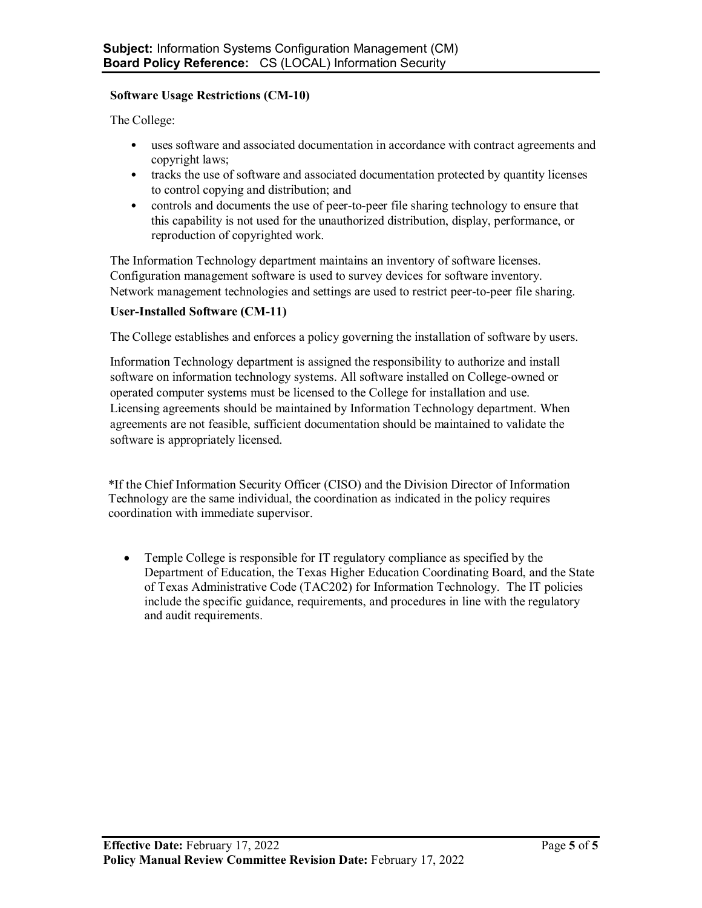### Software Usage Restrictions (CM-10)

The College:

- uses software and associated documentation in accordance with contract agreements and copyright laws;
- tracks the use of software and associated documentation protected by quantity licenses to control copying and distribution; and
- controls and documents the use of peer-to-peer file sharing technology to ensure that this capability is not used for the unauthorized distribution, display, performance, or reproduction of copyrighted work.

The Information Technology department maintains an inventory of software licenses. Configuration management software is used to survey devices for software inventory. Network management technologies and settings are used to restrict peer-to-peer file sharing.

### User-Installed Software (CM-11)

The College establishes and enforces a policy governing the installation of software by users.

Information Technology department is assigned the responsibility to authorize and install software on information technology systems. All software installed on College-owned or operated computer systems must be licensed to the College for installation and use. Licensing agreements should be maintained by Information Technology department. When agreements are not feasible, sufficient documentation should be maintained to validate the software is appropriately licensed.

*If the Chief Information Security Officer (CISO) and the Division Director of Information Technology are the same individual, the coordination as indicated in the policy requires coordination with immediate supervisor.

- Temple College is responsible for IT regulatory compliance as specified by the Department of Education, the Texas Higher Education Coordinating Board, and the State of Texas Administrative Code (TAC202) for Information Technology. The IT policies include the specific guidance, requirements, and procedures in line with the regulatory and audit requirements.